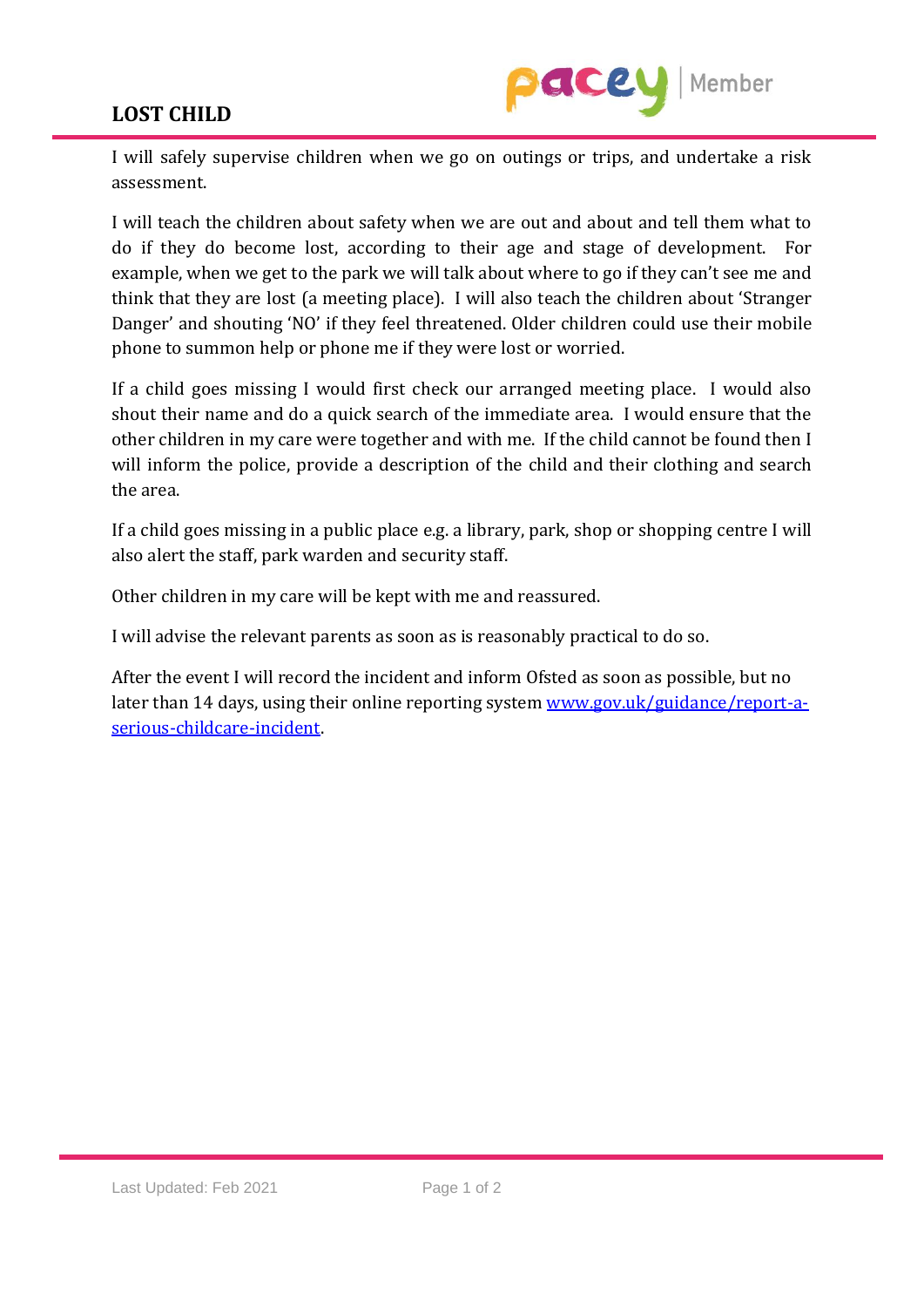# LOST CHILD

I will safely supervise children when we go on outings or trips, and undertake a risk assessment.

I will teach the children about safety when we are out and about and tell them what to do if they do become lost, according to their age and stage of development. For example, when we get to the park we will talk about where to go if they can't see me and think that they are lost (a meeting place). I will also teach the children about 'Stranger Danger' and shouting 'NO' if they feel threatened. Older children could use their mobile phone to summon help or phone me if they were lost or worried.

If a child goes missing I would first check our arranged meeting place. I would also shout their name and do a quick search of the immediate area. I would ensure that the other children in my care were together and with me. If the child cannot be found then I will inform the police, provide a description of the child and their clothing and search the area.

If a child goes missing in a public place e.g. a library, park, shop or shopping centre I will also alert the staff, park warden and security staff.

Other children in my care will be kept with me and reassured.

I will advise the relevant parents as soon as is reasonably practical to do so.

After the event I will record the incident and inform Ofsted as soon as possible, but no later than 14 days, using their online reporting system [www.gov.uk/guidance/report-a-serious-childcare-incident](http://www.gov.uk/guidance/report-a-serious-childcare-incident).

Last Updated: Feb 2021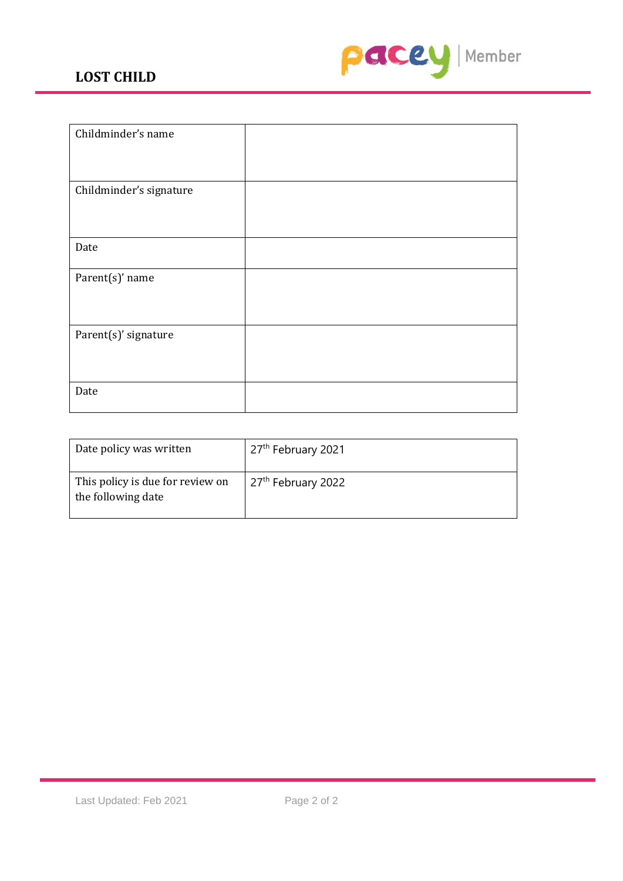| | |
|---|---|
| Childminder's name | |
| Childminder's signature | |
| Date | |
| Parent(s)' name | |
| Parent(s)' signature | |
| Date | |

| | |
|---|---|
| Date policy was written | 27th February 2021 |
| This policy is due for review on the following date | 27th February 2022 |